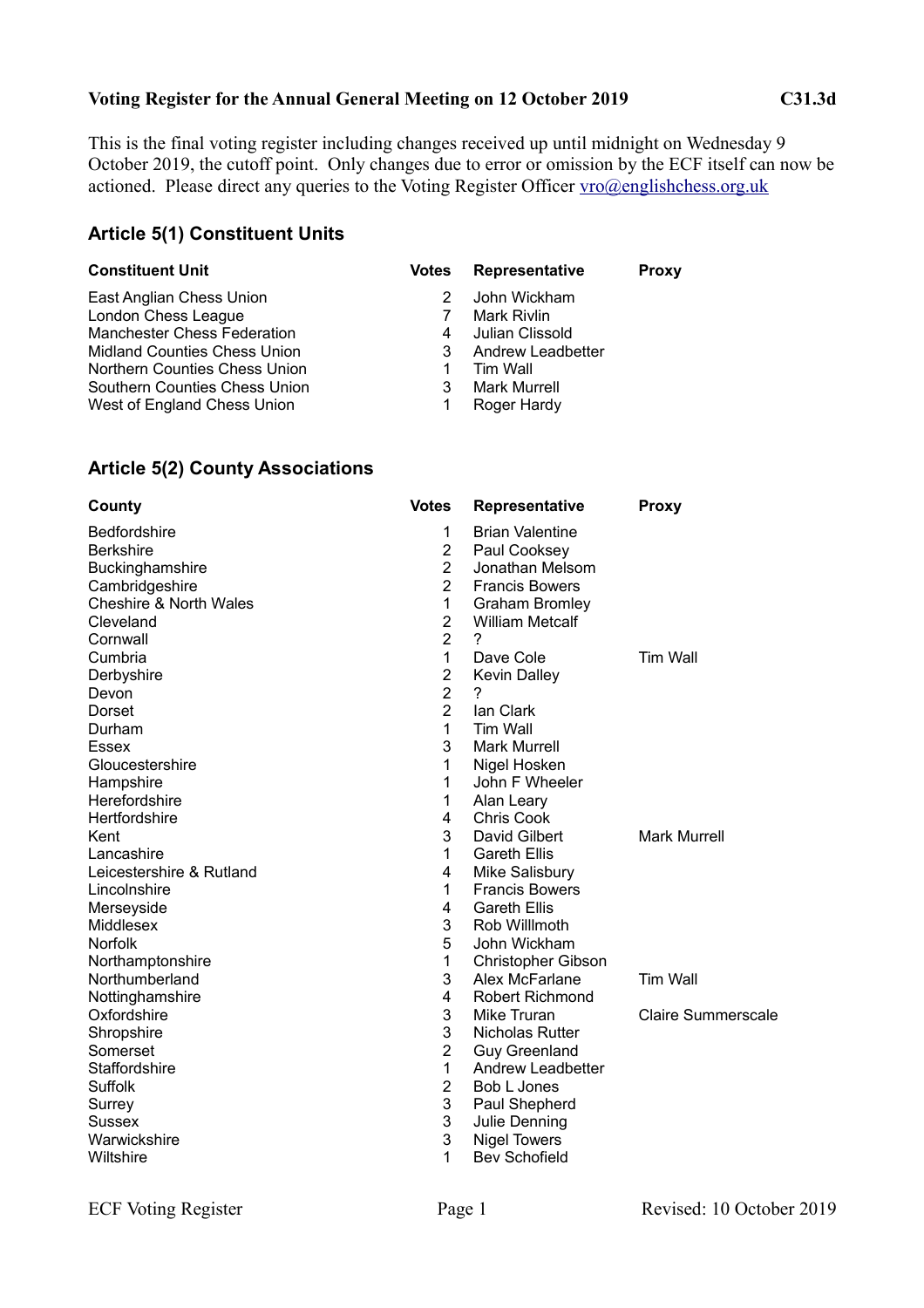**Voting Register for the Annual General Meeting on 12 October 2019** **C31.3d**

This is the final voting register including changes received up until midnight on Wednesday 9 October 2019, the cutoff point. Only changes due to error or omission by the ECF itself can now be actioned. Please direct any queries to the Voting Register Officer vro@englishchess.org.uk

## Article 5(1) Constituent Units

| Constituent Unit | Votes | Representative | Proxy |
|---|---|---|---|
| East Anglian Chess Union | 2 | John Wickham | |
| London Chess League | 7 | Mark Rivlin | |
| Manchester Chess Federation | 4 | Julian Clissold | |
| Midland Counties Chess Union | 3 | Andrew Leadbetter | |
| Northern Counties Chess Union | 1 | Tim Wall | |
| Southern Counties Chess Union | 3 | Mark Murrell | |
| West of England Chess Union | 1 | Roger Hardy | |

## Article 5(2) County Associations

| County | Votes | Representative | Proxy |
|---|---|---|---|
| Bedfordshire | 1 | Brian Valentine | |
| Berkshire | 2 | Paul Cooksey | |
| Buckinghamshire | 2 | Jonathan Melsom | |
| Cambridgeshire | 2 | Francis Bowers | |
| Cheshire & North Wales | 1 | Graham Bromley | |
| Cleveland | 2 | William Metcalf | |
| Cornwall | 2 | ? | |
| Cumbria | 1 | Dave Cole | Tim Wall |
| Derbyshire | 2 | Kevin Dalley | |
| Devon | 2 | ? | |
| Dorset | 2 | Ian Clark | |
| Durham | 1 | Tim Wall | |
| Essex | 3 | Mark Murrell | |
| Gloucestershire | 1 | Nigel Hosken | |
| Hampshire | 1 | John F Wheeler | |
| Herefordshire | 1 | Alan Leary | |
| Hertfordshire | 4 | Chris Cook | |
| Kent | 3 | David Gilbert | Mark Murrell |
| Lancashire | 1 | Gareth Ellis | |
| Leicestershire & Rutland | 4 | Mike Salisbury | |
| Lincolnshire | 1 | Francis Bowers | |
| Merseyside | 4 | Gareth Ellis | |
| Middlesex | 3 | Rob Willlmoth | |
| Norfolk | 5 | John Wickham | |
| Northamptonshire | 1 | Christopher Gibson | |
| Northumberland | 3 | Alex McFarlane | Tim Wall |
| Nottinghamshire | 4 | Robert Richmond | |
| Oxfordshire | 3 | Mike Truran | Claire Summerscale |
| Shropshire | 3 | Nicholas Rutter | |
| Somerset | 2 | Guy Greenland | |
| Staffordshire | 1 | Andrew Leadbetter | |
| Suffolk | 2 | Bob L Jones | |
| Surrey | 3 | Paul Shepherd | |
| Sussex | 3 | Julie Denning | |
| Warwickshire | 3 | Nigel Towers | |
| Wiltshire | 1 | Bev Schofield | |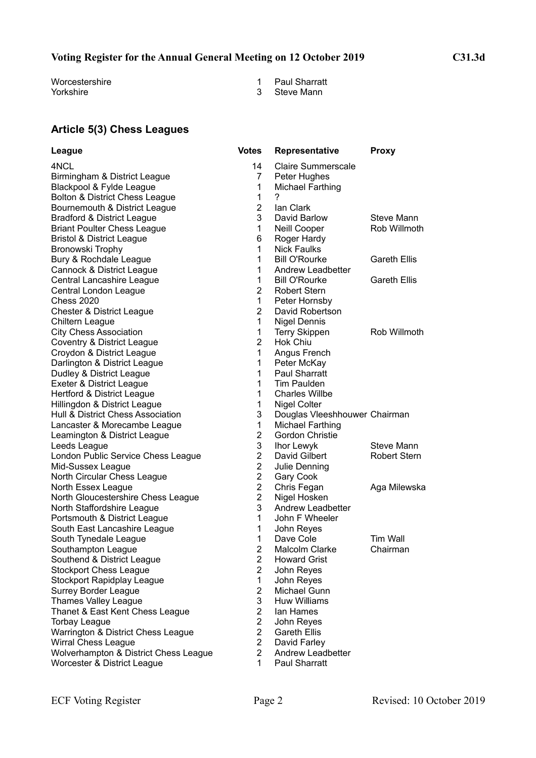| | | |
|---|---|---|
| Worcestershire | 1 | Paul Sharratt |
| Yorkshire | 3 | Steve Mann |

## Article 5(3) Chess Leagues

| League | Votes | Representative | Proxy |
|---|---|---|---|
| 4NCL | 14 | Claire Summerscale | |
| Birmingham & District League | 7 | Peter Hughes | |
| Blackpool & Fylde League | 1 | Michael Farthing | |
| Bolton & District Chess League | 1 | ? | |
| Bournemouth & District League | 2 | Ian Clark | |
| Bradford & District League | 3 | David Barlow | Steve Mann |
| Briant Poulter Chess League | 1 | Neill Cooper | Rob Willmoth |
| Bristol & District League | 6 | Roger Hardy | |
| Bronowski Trophy | 1 | Nick Faulks | |
| Bury & Rochdale League | 1 | Bill O'Rourke | Gareth Ellis |
| Cannock & District League | 1 | Andrew Leadbetter | |
| Central Lancashire League | 1 | Bill O'Rourke | Gareth Ellis |
| Central London League | 2 | Robert Stern | |
| Chess 2020 | 1 | Peter Hornsby | |
| Chester & District League | 2 | David Robertson | |
| Chiltern League | 1 | Nigel Dennis | |
| City Chess Association | 1 | Terry Skippen | Rob Willmoth |
| Coventry & District League | 2 | Hok Chiu | |
| Croydon & District League | 1 | Angus French | |
| Darlington & District League | 1 | Peter McKay | |
| Dudley & District League | 1 | Paul Sharratt | |
| Exeter & District League | 1 | Tim Paulden | |
| Hertford & District League | 1 | Charles Willbe | |
| Hillingdon & District League | 1 | Nigel Colter | |
| Hull & District Chess Association | 3 | Douglas Vleeshhouwer | Chairman |
| Lancaster & Morecambe League | 1 | Michael Farthing | |
| Leamington & District League | 2 | Gordon Christie | |
| Leeds League | 3 | Ihor Lewyk | Steve Mann |
| London Public Service Chess League | 2 | David Gilbert | Robert Stern |
| Mid-Sussex League | 2 | Julie Denning | |
| North Circular Chess League | 2 | Gary Cook | |
| North Essex League | 2 | Chris Fegan | Aga Milewska |
| North Gloucestershire Chess League | 2 | Nigel Hosken | |
| North Staffordshire League | 3 | Andrew Leadbetter | |
| Portsmouth & District League | 1 | John F Wheeler | |
| South East Lancashire League | 1 | John Reyes | |
| South Tynedale League | 1 | Dave Cole | Tim Wall |
| Southampton League | 2 | Malcolm Clarke | Chairman |
| Southend & District League | 2 | Howard Grist | |
| Stockport Chess League | 2 | John Reyes | |
| Stockport Rapidplay League | 1 | John Reyes | |
| Surrey Border League | 2 | Michael Gunn | |
| Thames Valley League | 3 | Huw Williams | |
| Thanet & East Kent Chess League | 2 | Ian Hames | |
| Torbay League | 2 | John Reyes | |
| Warrington & District Chess League | 2 | Gareth Ellis | |
| Wirral Chess League | 2 | David Farley | |
| Wolverhampton & District Chess League | 2 | Andrew Leadbetter | |
| Worcester & District League | 1 | Paul Sharratt | |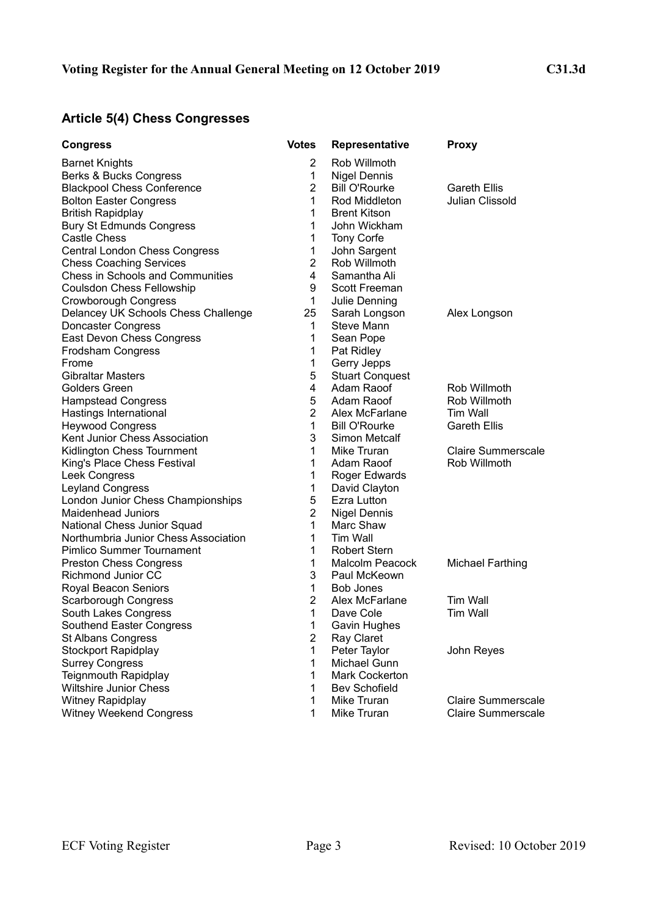**Voting Register for the Annual General Meeting on 12 October 2019** **C31.3d**

## Article 5(4) Chess Congresses

| Congress | Votes | Representative | Proxy |
|---|---|---|---|
| Barnet Knights | 2 | Rob Willmoth | |
| Berks & Bucks Congress | 1 | Nigel Dennis | |
| Blackpool Chess Conference | 2 | Bill O'Rourke | Gareth Ellis |
| Bolton Easter Congress | 1 | Rod Middleton | Julian Clissold |
| British Rapidplay | 1 | Brent Kitson | |
| Bury St Edmunds Congress | 1 | John Wickham | |
| Castle Chess | 1 | Tony Corfe | |
| Central London Chess Congress | 1 | John Sargent | |
| Chess Coaching Services | 2 | Rob Willmoth | |
| Chess in Schools and Communities | 4 | Samantha Ali | |
| Coulsdon Chess Fellowship | 9 | Scott Freeman | |
| Crowborough Congress | 1 | Julie Denning | |
| Delancey UK Schools Chess Challenge | 25 | Sarah Longson | Alex Longson |
| Doncaster Congress | 1 | Steve Mann | |
| East Devon Chess Congress | 1 | Sean Pope | |
| Frodsham Congress | 1 | Pat Ridley | |
| Frome | 1 | Gerry Jepps | |
| Gibraltar Masters | 5 | Stuart Conquest | |
| Golders Green | 4 | Adam Raoof | Rob Willmoth |
| Hampstead Congress | 5 | Adam Raoof | Rob Willmoth |
| Hastings International | 2 | Alex McFarlane | Tim Wall |
| Heywood Congress | 1 | Bill O'Rourke | Gareth Ellis |
| Kent Junior Chess Association | 3 | Simon Metcalf | |
| Kidlington Chess Tournment | 1 | Mike Truran | Claire Summerscale |
| King's Place Chess Festival | 1 | Adam Raoof | Rob Willmoth |
| Leek Congress | 1 | Roger Edwards | |
| Leyland Congress | 1 | David Clayton | |
| London Junior Chess Championships | 5 | Ezra Lutton | |
| Maidenhead Juniors | 2 | Nigel Dennis | |
| National Chess Junior Squad | 1 | Marc Shaw | |
| Northumbria Junior Chess Association | 1 | Tim Wall | |
| Pimlico Summer Tournament | 1 | Robert Stern | |
| Preston Chess Congress | 1 | Malcolm Peacock | Michael Farthing |
| Richmond Junior CC | 3 | Paul McKeown | |
| Royal Beacon Seniors | 1 | Bob Jones | |
| Scarborough Congress | 2 | Alex McFarlane | Tim Wall |
| South Lakes Congress | 1 | Dave Cole | Tim Wall |
| Southend Easter Congress | 1 | Gavin Hughes | |
| St Albans Congress | 2 | Ray Claret | |
| Stockport Rapidplay | 1 | Peter Taylor | John Reyes |
| Surrey Congress | 1 | Michael Gunn | |
| Teignmouth Rapidplay | 1 | Mark Cockerton | |
| Wiltshire Junior Chess | 1 | Bev Schofield | |
| Witney Rapidplay | 1 | Mike Truran | Claire Summerscale |
| Witney Weekend Congress | 1 | Mike Truran | Claire Summerscale |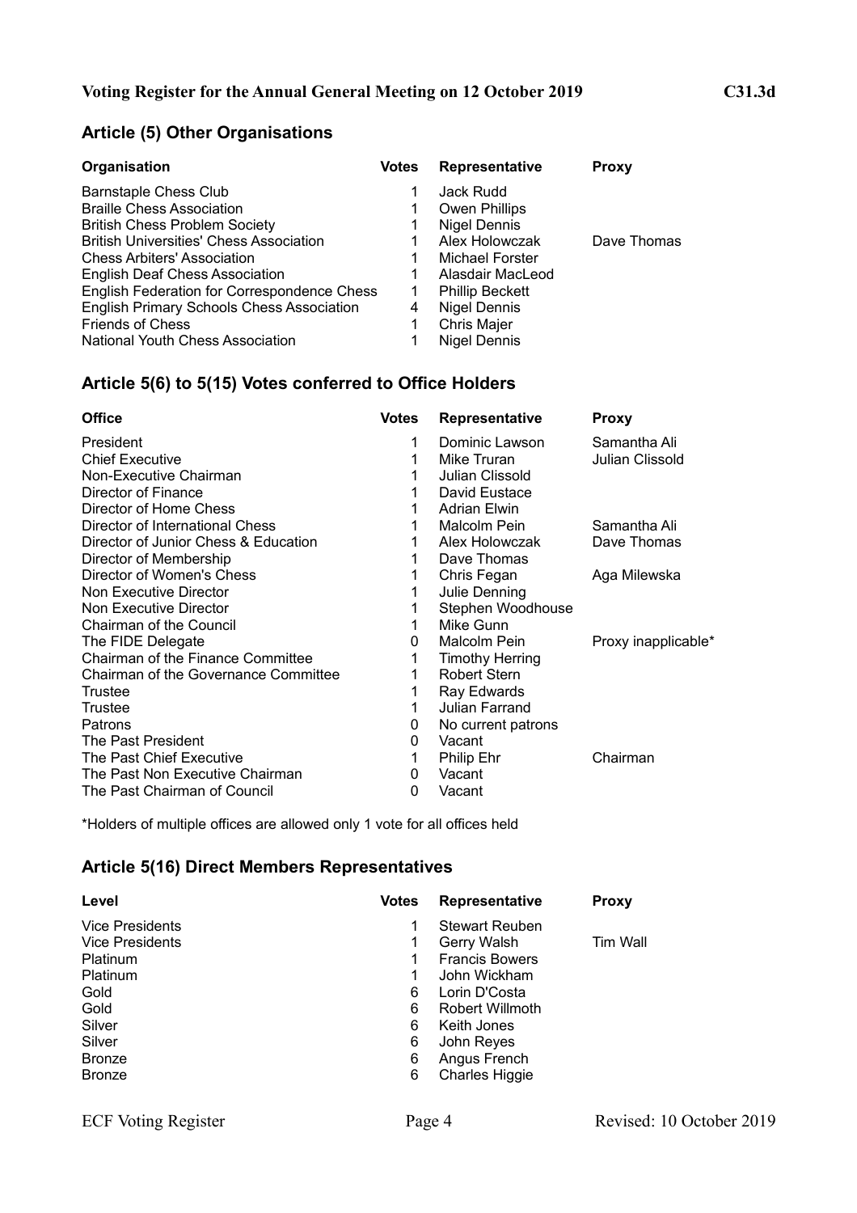**Voting Register for the Annual General Meeting on 12 October 2019** **C31.3d**

## Article (5) Other Organisations

| Organisation | Votes | Representative | Proxy |
|---|---|---|---|
| Barnstaple Chess Club | 1 | Jack Rudd | |
| Braille Chess Association | 1 | Owen Phillips | |
| British Chess Problem Society | 1 | Nigel Dennis | |
| British Universities' Chess Association | 1 | Alex Holowczak | Dave Thomas |
| Chess Arbiters' Association | 1 | Michael Forster | |
| English Deaf Chess Association | 1 | Alasdair MacLeod | |
| English Federation for Correspondence Chess | 1 | Phillip Beckett | |
| English Primary Schools Chess Association | 4 | Nigel Dennis | |
| Friends of Chess | 1 | Chris Majer | |
| National Youth Chess Association | 1 | Nigel Dennis | |

## Article 5(6) to 5(15) Votes conferred to Office Holders

| Office | Votes | Representative | Proxy |
|---|---|---|---|
| President | 1 | Dominic Lawson | Samantha Ali |
| Chief Executive | 1 | Mike Truran | Julian Clissold |
| Non-Executive Chairman | 1 | Julian Clissold | |
| Director of Finance | 1 | David Eustace | |
| Director of Home Chess | 1 | Adrian Elwin | |
| Director of International Chess | 1 | Malcolm Pein | Samantha Ali |
| Director of Junior Chess & Education | 1 | Alex Holowczak | Dave Thomas |
| Director of Membership | 1 | Dave Thomas | |
| Director of Women's Chess | 1 | Chris Fegan | Aga Milewska |
| Non Executive Director | 1 | Julie Denning | |
| Non Executive Director | 1 | Stephen Woodhouse | |
| Chairman of the Council | 1 | Mike Gunn | |
| The FIDE Delegate | 0 | Malcolm Pein | Proxy inapplicable* |
| Chairman of the Finance Committee | 1 | Timothy Herring | |
| Chairman of the Governance Committee | 1 | Robert Stern | |
| Trustee | 1 | Ray Edwards | |
| Trustee | 1 | Julian Farrand | |
| Patrons | 0 | No current patrons | |
| The Past President | 0 | Vacant | |
| The Past Chief Executive | 1 | Philip Ehr | Chairman |
| The Past Non Executive Chairman | 0 | Vacant | |
| The Past Chairman of Council | 0 | Vacant | |

*Holders of multiple offices are allowed only 1 vote for all offices held

## Article 5(16) Direct Members Representatives

| Level | Votes | Representative | Proxy |
|---|---|---|---|
| Vice Presidents | 1 | Stewart Reuben | |
| Vice Presidents | 1 | Gerry Walsh | Tim Wall |
| Platinum | 1 | Francis Bowers | |
| Platinum | 1 | John Wickham | |
| Gold | 6 | Lorin D'Costa | |
| Gold | 6 | Robert Willmoth | |
| Silver | 6 | Keith Jones | |
| Silver | 6 | John Reyes | |
| Bronze | 6 | Angus French | |
| Bronze | 6 | Charles Higgie | |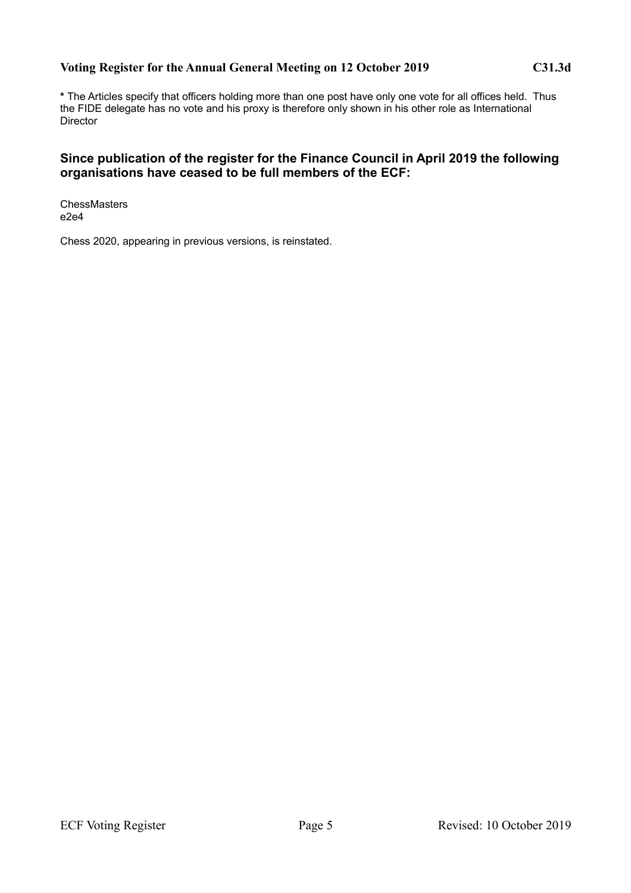* The Articles specify that officers holding more than one post have only one vote for all offices held. Thus the FIDE delegate has no vote and his proxy is therefore only shown in his other role as International Director

## Since publication of the register for the Finance Council in April 2019 the following organisations have ceased to be full members of the ECF:

ChessMasters
e2e4

Chess 2020, appearing in previous versions, is reinstated.